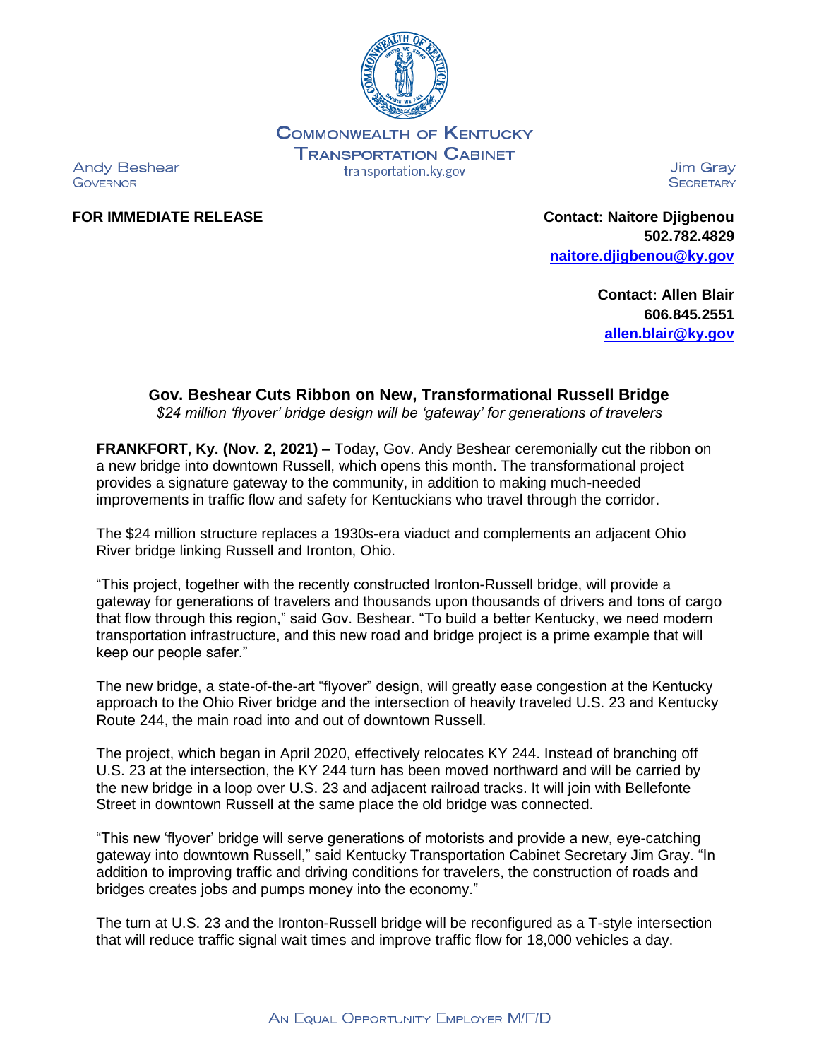COMMONWEALTH OF KENTUCKY
TRANSPORTATION CABINET
transportation.ky.gov

Andy Beshear
GOVERNOR

Jim Gray
SECRETARY

**FOR IMMEDIATE RELEASE**

**Contact: Naitore Djigbenou**
**502.782.4829**
**naitore.djigbenou@ky.gov**

**Contact: Allen Blair**
**606.845.2551**
**allen.blair@ky.gov**

## Gov. Beshear Cuts Ribbon on New, Transformational Russell Bridge

*$24 million 'flyover' bridge design will be 'gateway' for generations of travelers*

**FRANKFORT, Ky. (Nov. 2, 2021) –** Today, Gov. Andy Beshear ceremonially cut the ribbon on a new bridge into downtown Russell, which opens this month. The transformational project provides a signature gateway to the community, in addition to making much-needed improvements in traffic flow and safety for Kentuckians who travel through the corridor.

The $24 million structure replaces a 1930s-era viaduct and complements an adjacent Ohio River bridge linking Russell and Ironton, Ohio.

"This project, together with the recently constructed Ironton-Russell bridge, will provide a gateway for generations of travelers and thousands upon thousands of drivers and tons of cargo that flow through this region," said Gov. Beshear. "To build a better Kentucky, we need modern transportation infrastructure, and this new road and bridge project is a prime example that will keep our people safer."

The new bridge, a state-of-the-art "flyover" design, will greatly ease congestion at the Kentucky approach to the Ohio River bridge and the intersection of heavily traveled U.S. 23 and Kentucky Route 244, the main road into and out of downtown Russell.

The project, which began in April 2020, effectively relocates KY 244. Instead of branching off U.S. 23 at the intersection, the KY 244 turn has been moved northward and will be carried by the new bridge in a loop over U.S. 23 and adjacent railroad tracks. It will join with Bellefonte Street in downtown Russell at the same place the old bridge was connected.

"This new 'flyover' bridge will serve generations of motorists and provide a new, eye-catching gateway into downtown Russell," said Kentucky Transportation Cabinet Secretary Jim Gray. "In addition to improving traffic and driving conditions for travelers, the construction of roads and bridges creates jobs and pumps money into the economy."

The turn at U.S. 23 and the Ironton-Russell bridge will be reconfigured as a T-style intersection that will reduce traffic signal wait times and improve traffic flow for 18,000 vehicles a day.

AN EQUAL OPPORTUNITY EMPLOYER M/F/D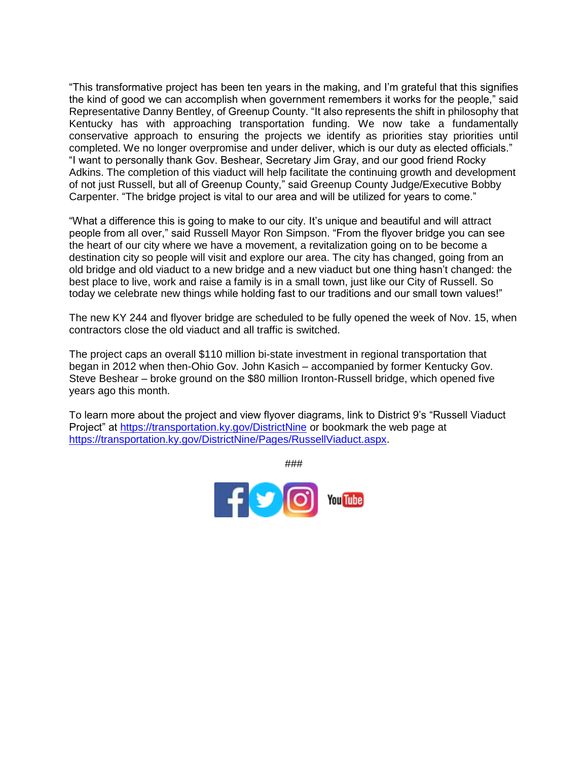"This transformative project has been ten years in the making, and I'm grateful that this signifies the kind of good we can accomplish when government remembers it works for the people," said Representative Danny Bentley, of Greenup County. "It also represents the shift in philosophy that Kentucky has with approaching transportation funding. We now take a fundamentally conservative approach to ensuring the projects we identify as priorities stay priorities until completed. We no longer overpromise and under deliver, which is our duty as elected officials."
"I want to personally thank Gov. Beshear, Secretary Jim Gray, and our good friend Rocky Adkins. The completion of this viaduct will help facilitate the continuing growth and development of not just Russell, but all of Greenup County," said Greenup County Judge/Executive Bobby Carpenter. "The bridge project is vital to our area and will be utilized for years to come."

"What a difference this is going to make to our city. It's unique and beautiful and will attract people from all over," said Russell Mayor Ron Simpson. "From the flyover bridge you can see the heart of our city where we have a movement, a revitalization going on to be become a destination city so people will visit and explore our area. The city has changed, going from an old bridge and old viaduct to a new bridge and a new viaduct but one thing hasn't changed: the best place to live, work and raise a family is in a small town, just like our City of Russell. So today we celebrate new things while holding fast to our traditions and our small town values!"

The new KY 244 and flyover bridge are scheduled to be fully opened the week of Nov. 15, when contractors close the old viaduct and all traffic is switched.

The project caps an overall $110 million bi-state investment in regional transportation that began in 2012 when then-Ohio Gov. John Kasich – accompanied by former Kentucky Gov. Steve Beshear – broke ground on the $80 million Ironton-Russell bridge, which opened five years ago this month.

To learn more about the project and view flyover diagrams, link to District 9's "Russell Viaduct Project" at https://transportation.ky.gov/DistrictNine or bookmark the web page at https://transportation.ky.gov/DistrictNine/Pages/RussellViaduct.aspx.

###